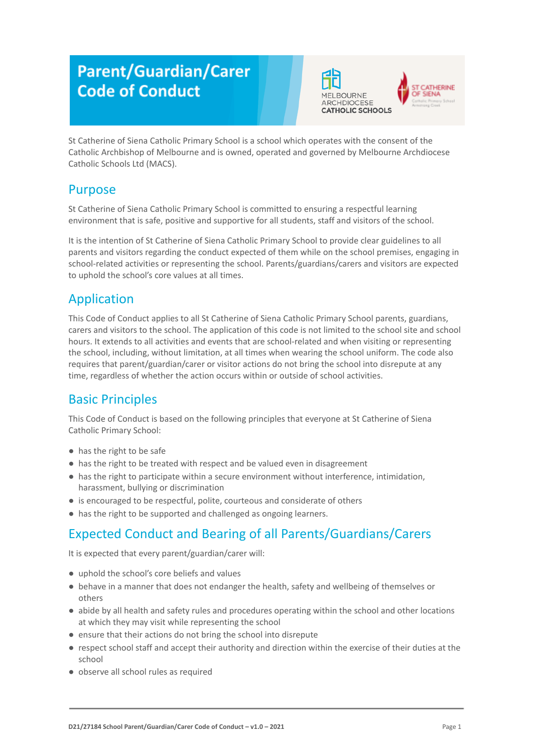# Parent/Guardian/Carer Code of Conduct

St Catherine of Siena Catholic Primary School is a school which operates with the consent of the Catholic Archbishop of Melbourne and is owned, operated and governed by Melbourne Archdiocese Catholic Schools Ltd (MACS).

## Purpose

St Catherine of Siena Catholic Primary School is committed to ensuring a respectful learning environment that is safe, positive and supportive for all students, staff and visitors of the school.

It is the intention of St Catherine of Siena Catholic Primary School to provide clear guidelines to all parents and visitors regarding the conduct expected of them while on the school premises, engaging in school-related activities or representing the school. Parents/guardians/carers and visitors are expected to uphold the school's core values at all times.

## Application

This Code of Conduct applies to all St Catherine of Siena Catholic Primary School parents, guardians, carers and visitors to the school. The application of this code is not limited to the school site and school hours. It extends to all activities and events that are school-related and when visiting or representing the school, including, without limitation, at all times when wearing the school uniform. The code also requires that parent/guardian/carer or visitor actions do not bring the school into disrepute at any time, regardless of whether the action occurs within or outside of school activities.

## Basic Principles

This Code of Conduct is based on the following principles that everyone at St Catherine of Siena Catholic Primary School:

- has the right to be safe
- has the right to be treated with respect and be valued even in disagreement
- has the right to participate within a secure environment without interference, intimidation, harassment, bullying or discrimination
- is encouraged to be respectful, polite, courteous and considerate of others
- has the right to be supported and challenged as ongoing learners.

## Expected Conduct and Bearing of all Parents/Guardians/Carers

It is expected that every parent/guardian/carer will:

- uphold the school's core beliefs and values
- behave in a manner that does not endanger the health, safety and wellbeing of themselves or others
- abide by all health and safety rules and procedures operating within the school and other locations at which they may visit while representing the school
- ensure that their actions do not bring the school into disrepute
- respect school staff and accept their authority and direction within the exercise of their duties at the school
- observe all school rules as required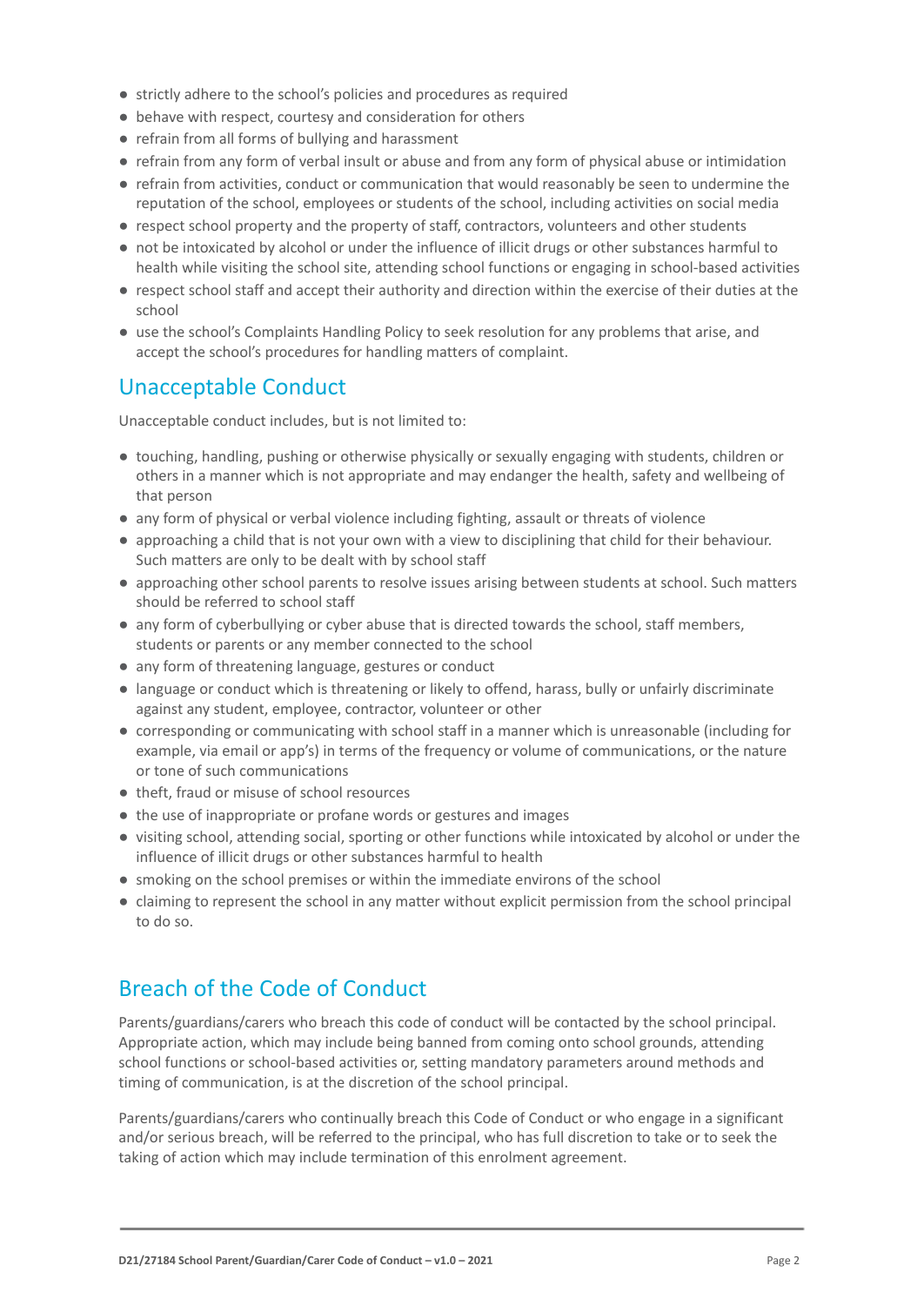- strictly adhere to the school's policies and procedures as required
- behave with respect, courtesy and consideration for others
- refrain from all forms of bullying and harassment
- refrain from any form of verbal insult or abuse and from any form of physical abuse or intimidation
- refrain from activities, conduct or communication that would reasonably be seen to undermine the reputation of the school, employees or students of the school, including activities on social media
- respect school property and the property of staff, contractors, volunteers and other students
- not be intoxicated by alcohol or under the influence of illicit drugs or other substances harmful to health while visiting the school site, attending school functions or engaging in school-based activities
- respect school staff and accept their authority and direction within the exercise of their duties at the school
- use the school's Complaints Handling Policy to seek resolution for any problems that arise, and accept the school's procedures for handling matters of complaint.

## Unacceptable Conduct

Unacceptable conduct includes, but is not limited to:

- touching, handling, pushing or otherwise physically or sexually engaging with students, children or others in a manner which is not appropriate and may endanger the health, safety and wellbeing of that person
- any form of physical or verbal violence including fighting, assault or threats of violence
- approaching a child that is not your own with a view to disciplining that child for their behaviour. Such matters are only to be dealt with by school staff
- approaching other school parents to resolve issues arising between students at school. Such matters should be referred to school staff
- any form of cyberbullying or cyber abuse that is directed towards the school, staff members, students or parents or any member connected to the school
- any form of threatening language, gestures or conduct
- language or conduct which is threatening or likely to offend, harass, bully or unfairly discriminate against any student, employee, contractor, volunteer or other
- corresponding or communicating with school staff in a manner which is unreasonable (including for example, via email or app's) in terms of the frequency or volume of communications, or the nature or tone of such communications
- theft, fraud or misuse of school resources
- the use of inappropriate or profane words or gestures and images
- visiting school, attending social, sporting or other functions while intoxicated by alcohol or under the influence of illicit drugs or other substances harmful to health
- smoking on the school premises or within the immediate environs of the school
- claiming to represent the school in any matter without explicit permission from the school principal to do so.

## Breach of the Code of Conduct

Parents/guardians/carers who breach this code of conduct will be contacted by the school principal. Appropriate action, which may include being banned from coming onto school grounds, attending school functions or school-based activities or, setting mandatory parameters around methods and timing of communication, is at the discretion of the school principal.

Parents/guardians/carers who continually breach this Code of Conduct or who engage in a significant and/or serious breach, will be referred to the principal, who has full discretion to take or to seek the taking of action which may include termination of this enrolment agreement.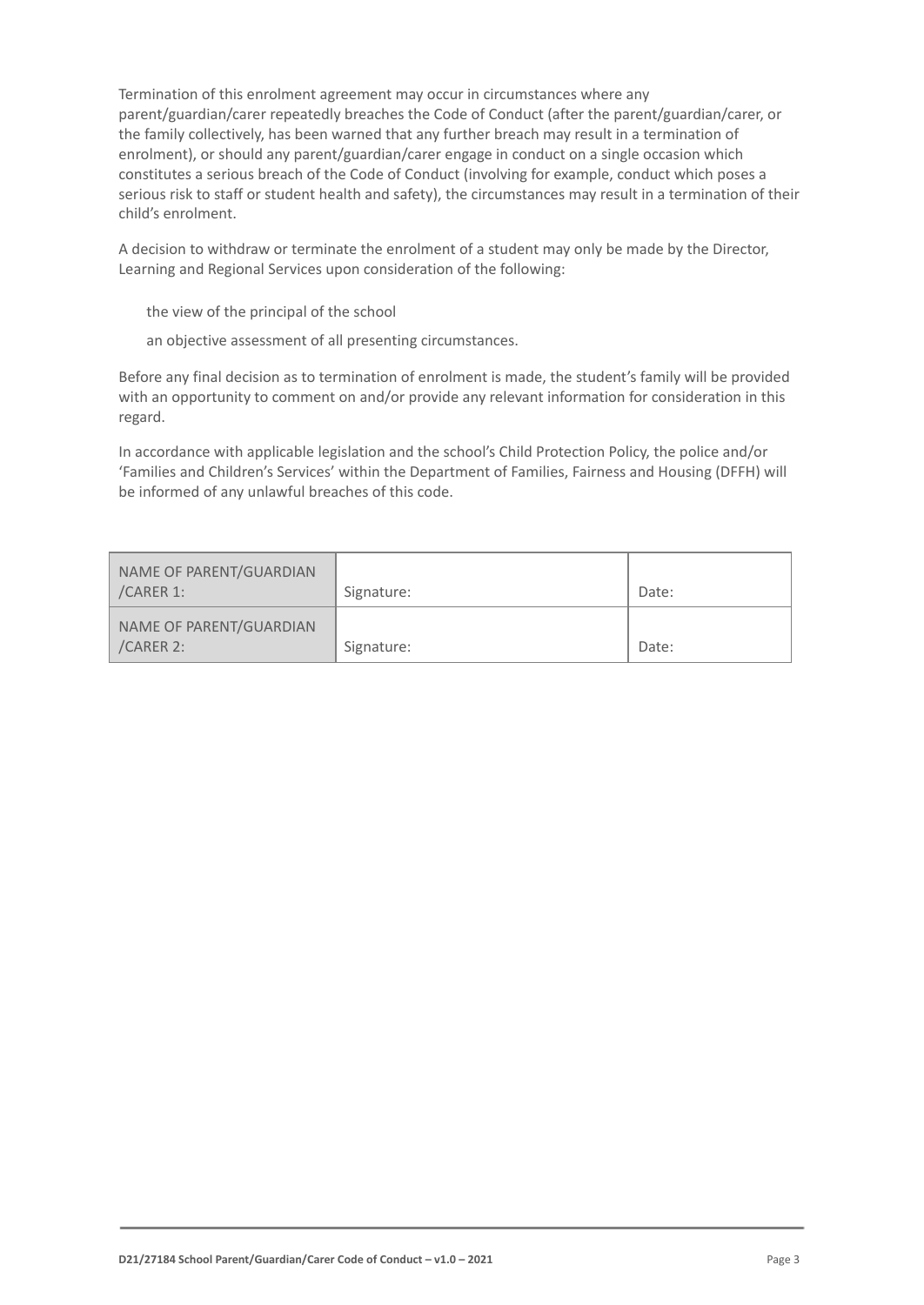Termination of this enrolment agreement may occur in circumstances where any parent/guardian/carer repeatedly breaches the Code of Conduct (after the parent/guardian/carer, or the family collectively, has been warned that any further breach may result in a termination of enrolment), or should any parent/guardian/carer engage in conduct on a single occasion which constitutes a serious breach of the Code of Conduct (involving for example, conduct which poses a serious risk to staff or student health and safety), the circumstances may result in a termination of their child's enrolment.

A decision to withdraw or terminate the enrolment of a student may only be made by the Director, Learning and Regional Services upon consideration of the following:

- the view of the principal of the school
- an objective assessment of all presenting circumstances.

Before any final decision as to termination of enrolment is made, the student's family will be provided with an opportunity to comment on and/or provide any relevant information for consideration in this regard.

In accordance with applicable legislation and the school's Child Protection Policy, the police and/or 'Families and Children's Services' within the Department of Families, Fairness and Housing (DFFH) will be informed of any unlawful breaches of this code.

| | | |
|---|---|---|
| NAME OF PARENT/GUARDIAN /CARER 1: | Signature: | Date: |
| NAME OF PARENT/GUARDIAN /CARER 2: | Signature: | Date: |